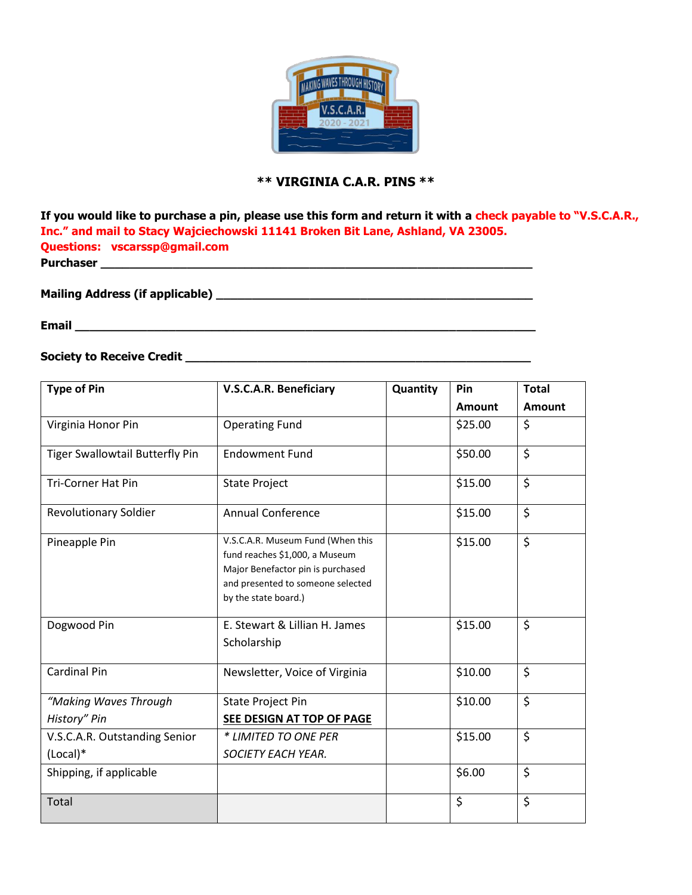## ** VIRGINIA C.A.R. PINS **

**If you would like to purchase a pin, please use this form and return it with a check payable to "V.S.C.A.R., Inc." and mail to Stacy Wajciechowski 11141 Broken Bit Lane, Ashland, VA 23005.**
**Questions: vscarssp@gmail.com**

**Purchaser** ____________________________________________________________

**Mailing Address (if applicable)** ____________________________________________

**Email** ______________________________________________________________

**Society to Receive Credit** _______________________________________________

| Type of Pin | V.S.C.A.R. Beneficiary | Quantity | Pin Amount | Total Amount |
|---|---|---|---|---|
| Virginia Honor Pin | Operating Fund | | $25.00 | $ |
| Tiger Swallowtail Butterfly Pin | Endowment Fund | | $50.00 | $ |
| Tri-Corner Hat Pin | State Project | | $15.00 | $ |
| Revolutionary Soldier | Annual Conference | | $15.00 | $ |
| Pineapple Pin | V.S.C.A.R. Museum Fund (When this fund reaches $1,000, a Museum Major Benefactor pin is purchased and presented to someone selected by the state board.) | | $15.00 | $ |
| Dogwood Pin | E. Stewart & Lillian H. James Scholarship | | $15.00 | $ |
| Cardinal Pin | Newsletter, Voice of Virginia | | $10.00 | $ |
| *"Making Waves Through History" Pin* | State Project Pin **SEE DESIGN AT TOP OF PAGE** | | $10.00 | $ |
| V.S.C.A.R. Outstanding Senior (Local)* | *\* LIMITED TO ONE PER SOCIETY EACH YEAR.* | | $15.00 | $ |
| Shipping, if applicable | | | $6.00 | $ |
| Total | | | $ | $ |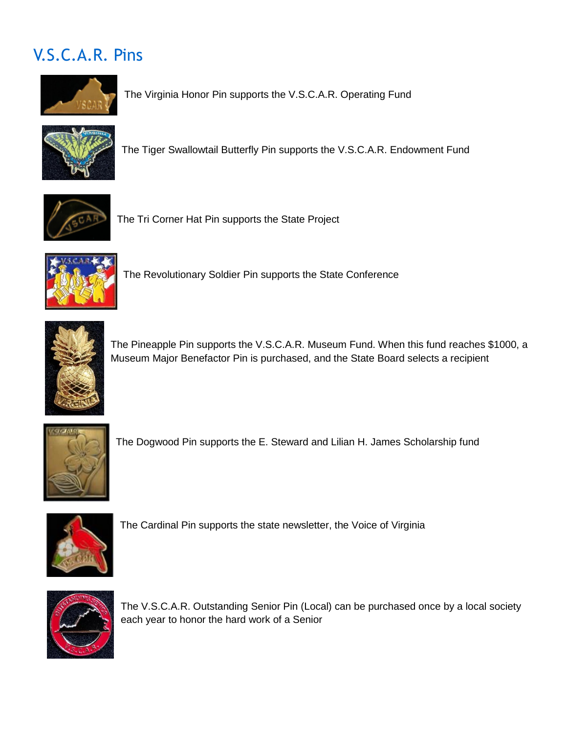## V.S.C.A.R. Pins

The Virginia Honor Pin supports the V.S.C.A.R. Operating Fund

The Tiger Swallowtail Butterfly Pin supports the V.S.C.A.R. Endowment Fund

The Tri Corner Hat Pin supports the State Project

The Revolutionary Soldier Pin supports the State Conference

The Pineapple Pin supports the V.S.C.A.R. Museum Fund. When this fund reaches $1000, a Museum Major Benefactor Pin is purchased, and the State Board selects a recipient

The Dogwood Pin supports the E. Steward and Lilian H. James Scholarship fund

The Cardinal Pin supports the state newsletter, the Voice of Virginia

The V.S.C.A.R. Outstanding Senior Pin (Local) can be purchased once by a local society each year to honor the hard work of a Senior